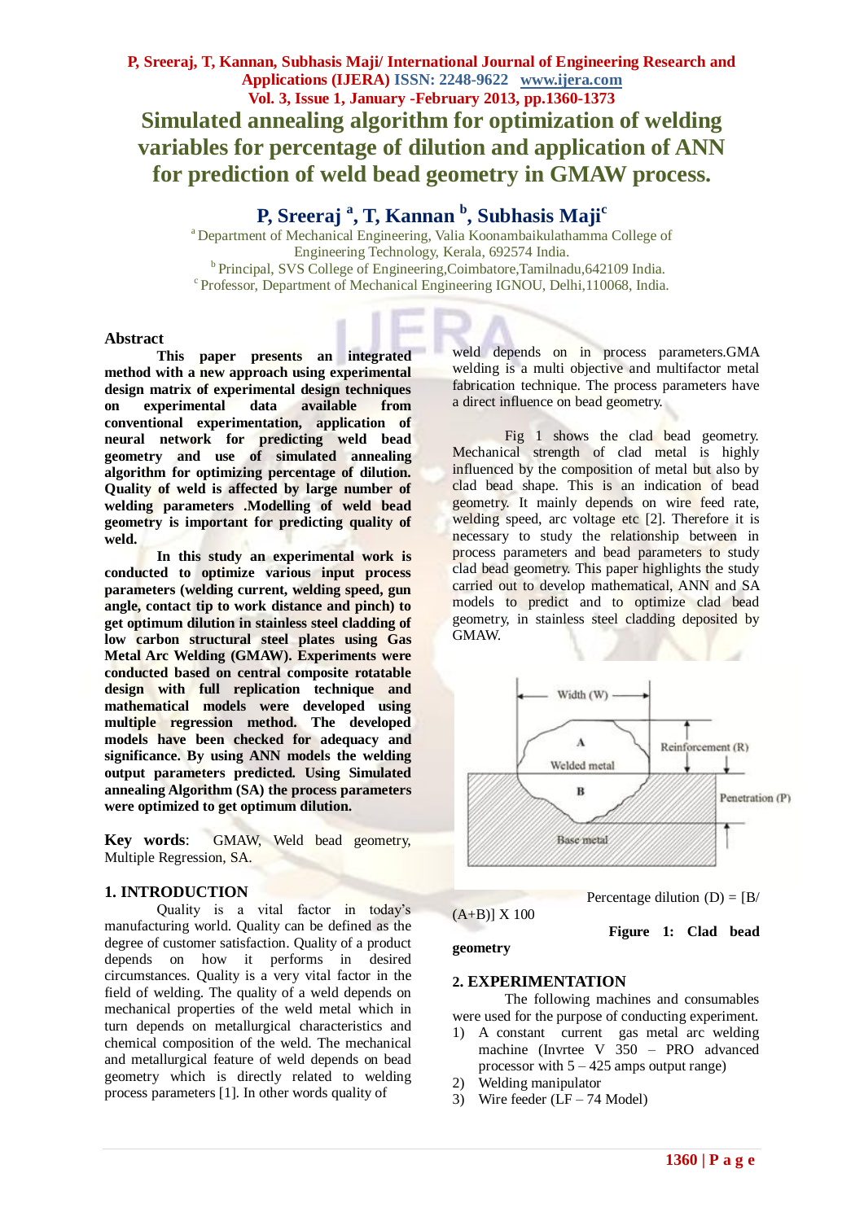# Simulated annealing algorithm for optimization of welding variables for percentage of dilution and application of ANN for prediction of weld bead geometry in GMAW process.

**P, Sreeraj [a], T, Kannan [b], Subhasis Maji[c]**

[a] Department of Mechanical Engineering, Valia Koonambaikulathamma College of Engineering Technology, Kerala, 692574 India.
[b] Principal, SVS College of Engineering,Coimbatore,Tamilnadu,642109 India.
[c] Professor, Department of Mechanical Engineering IGNOU, Delhi,110068, India.

## Abstract

**This paper presents an integrated method with a new approach using experimental design matrix of experimental design techniques on experimental data available from conventional experimentation, application of neural network for predicting weld bead geometry and use of simulated annealing algorithm for optimizing percentage of dilution. Quality of weld is affected by large number of welding parameters .Modelling of weld bead geometry is important for predicting quality of weld.**

**In this study an experimental work is conducted to optimize various input process parameters (welding current, welding speed, gun angle, contact tip to work distance and pinch) to get optimum dilution in stainless steel cladding of low carbon structural steel plates using Gas Metal Arc Welding (GMAW). Experiments were conducted based on central composite rotatable design with full replication technique and mathematical models were developed using multiple regression method. The developed models have been checked for adequacy and significance. By using ANN models the welding output parameters predicted. Using Simulated annealing Algorithm (SA) the process parameters were optimized to get optimum dilution.**

**Key words**: GMAW, Weld bead geometry, Multiple Regression, SA.

## 1. INTRODUCTION

Quality is a vital factor in today's manufacturing world. Quality can be defined as the degree of customer satisfaction. Quality of a product depends on how it performs in desired circumstances. Quality is a very vital factor in the field of welding. The quality of a weld depends on mechanical properties of the weld metal which in turn depends on metallurgical characteristics and chemical composition of the weld. The mechanical and metallurgical feature of weld depends on bead geometry which is directly related to welding process parameters [1]. In other words quality of weld depends on in process parameters.GMA welding is a multi objective and multifactor metal fabrication technique. The process parameters have a direct influence on bead geometry.

Fig 1 shows the clad bead geometry. Mechanical strength of clad metal is highly influenced by the composition of metal but also by clad bead shape. This is an indication of bead geometry. It mainly depends on wire feed rate, welding speed, arc voltage etc [2]. Therefore it is necessary to study the relationship between in process parameters and bead parameters to study clad bead geometry. This paper highlights the study carried out to develop mathematical, ANN and SA models to predict and to optimize clad bead geometry, in stainless steel cladding deposited by GMAW.

Width (W)
Reinforcement (R)
A
Welded metal
B
Penetration (P)
Base metal

Percentage dilution (D) = [B/(A+B)] X 100

**Figure 1: Clad bead geometry**

## 2. EXPERIMENTATION

The following machines and consumables were used for the purpose of conducting experiment.

1) A constant current gas metal arc welding machine (Invrtee V 350 – PRO advanced processor with 5 – 425 amps output range)
2) Welding manipulator
3) Wire feeder (LF – 74 Model)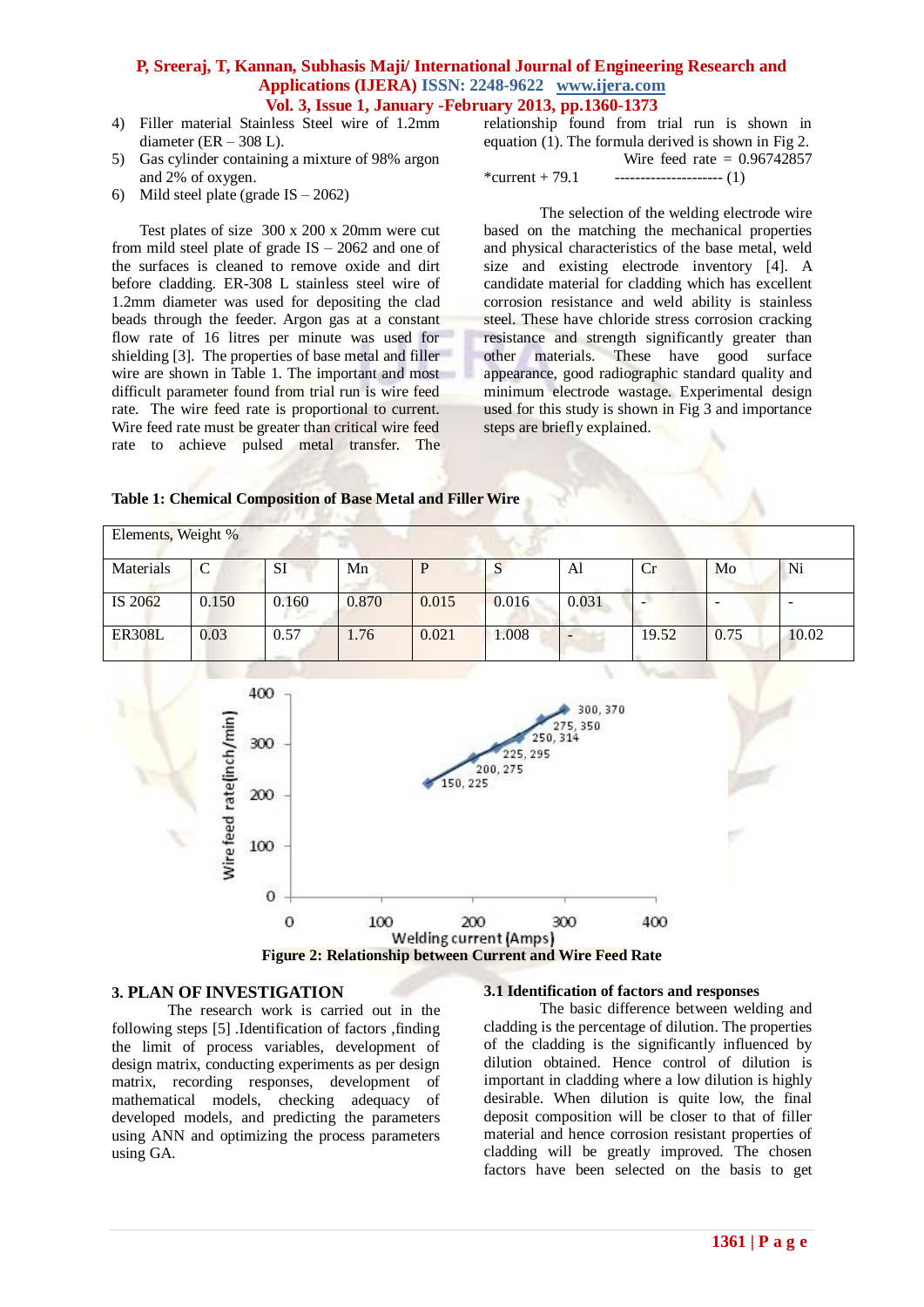4) Filler material Stainless Steel wire of 1.2mm diameter (ER – 308 L).
5) Gas cylinder containing a mixture of 98% argon and 2% of oxygen.
6) Mild steel plate (grade IS – 2062)

Test plates of size 300 x 200 x 20mm were cut from mild steel plate of grade IS – 2062 and one of the surfaces is cleaned to remove oxide and dirt before cladding. ER-308 L stainless steel wire of 1.2mm diameter was used for depositing the clad beads through the feeder. Argon gas at a constant flow rate of 16 litres per minute was used for shielding [3]. The properties of base metal and filler wire are shown in Table 1. The important and most difficult parameter found from trial run is wire feed rate. The wire feed rate is proportional to current. Wire feed rate must be greater than critical wire feed rate to achieve pulsed metal transfer. The relationship found from trial run is shown in equation (1). The formula derived is shown in Fig 2.

Wire feed rate = 0.96742857 *current + 79.1 --------------------- (1)

The selection of the welding electrode wire based on the matching the mechanical properties and physical characteristics of the base metal, weld size and existing electrode inventory [4]. A candidate material for cladding which has excellent corrosion resistance and weld ability is stainless steel. These have chloride stress corrosion cracking resistance and strength significantly greater than other materials. These have good surface appearance, good radiographic standard quality and minimum electrode wastage. Experimental design used for this study is shown in Fig 3 and importance steps are briefly explained.

**Table 1: Chemical Composition of Base Metal and Filler Wire**

| Elements, Weight % | | | | | | | | | |
|---|---|---|---|---|---|---|---|---|---|
| Materials | C | SI | Mn | P | S | Al | Cr | Mo | Ni |
| IS 2062 | 0.150 | 0.160 | 0.870 | 0.015 | 0.016 | 0.031 | - | - | - |
| ER308L | 0.03 | 0.57 | 1.76 | 0.021 | 1.008 | - | 19.52 | 0.75 | 10.02 |

**Figure 2: Relationship between Current and Wire Feed Rate**

## 3. PLAN OF INVESTIGATION

The research work is carried out in the following steps [5] .Identification of factors ,finding the limit of process variables, development of design matrix, conducting experiments as per design matrix, recording responses, development of mathematical models, checking adequacy of developed models, and predicting the parameters using ANN and optimizing the process parameters using GA.

### 3.1 Identification of factors and responses

The basic difference between welding and cladding is the percentage of dilution. The properties of the cladding is the significantly influenced by dilution obtained. Hence control of dilution is important in cladding where a low dilution is highly desirable. When dilution is quite low, the final deposit composition will be closer to that of filler material and hence corrosion resistant properties of cladding will be greatly improved. The chosen factors have been selected on the basis to get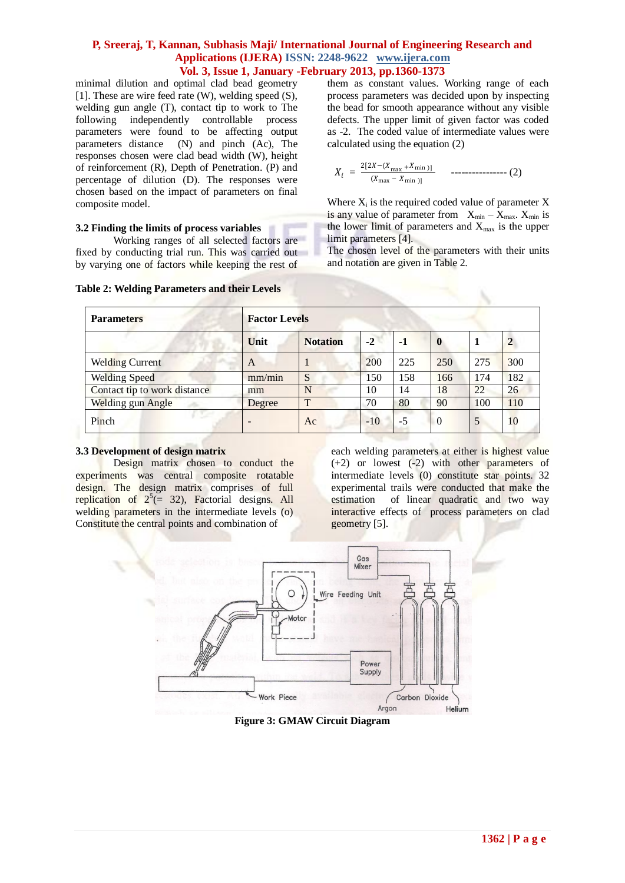minimal dilution and optimal clad bead geometry [1]. These are wire feed rate (W), welding speed (S), welding gun angle (T), contact tip to work to The following independently controllable process parameters were found to be affecting output parameters distance (N) and pinch (Ac), The responses chosen were clad bead width (W), height of reinforcement (R), Depth of Penetration. (P) and percentage of dilution (D). The responses were chosen based on the impact of parameters on final composite model.

### 3.2 Finding the limits of process variables

Working ranges of all selected factors are fixed by conducting trial run. This was carried out by varying one of factors while keeping the rest of them as constant values. Working range of each process parameters was decided upon by inspecting the bead for smooth appearance without any visible defects. The upper limit of given factor was coded as -2. The coded value of intermediate values were calculated using the equation (2)

$$X_i = \frac{2[2X-(X_{max}+X_{min})]}{(X_{max}-X_{min})} \quad \text{----------------- (2)}$$

Where $X_i$ is the required coded value of parameter X is any value of parameter from $X_{min} - X_{max}$. $X_{min}$ is the lower limit of parameters and $X_{max}$ is the upper limit parameters [4].

The chosen level of the parameters with their units and notation are given in Table 2.

**Table 2: Welding Parameters and their Levels**

| Parameters | Factor Levels | | | | | | |
|---|---|---|---|---|---|---|---|
| | Unit | Notation | -2 | -1 | 0 | 1 | 2 |
| Welding Current | A | I | 200 | 225 | 250 | 275 | 300 |
| Welding Speed | mm/min | S | 150 | 158 | 166 | 174 | 182 |
| Contact tip to work distance | mm | N | 10 | 14 | 18 | 22 | 26 |
| Welding gun Angle | Degree | T | 70 | 80 | 90 | 100 | 110 |
| Pinch | - | Ac | -10 | -5 | 0 | 5 | 10 |

### 3.3 Development of design matrix

Design matrix chosen to conduct the experiments was central composite rotatable design. The design matrix comprises of full replication of $2^5$(= 32), Factorial designs. All welding parameters in the intermediate levels (o) Constitute the central points and combination of each welding parameters at either is highest value (+2) or lowest (-2) with other parameters of intermediate levels (0) constitute star points. 32 experimental trails were conducted that make the estimation of linear quadratic and two way interactive effects of process parameters on clad geometry [5].

**Figure 3: GMAW Circuit Diagram**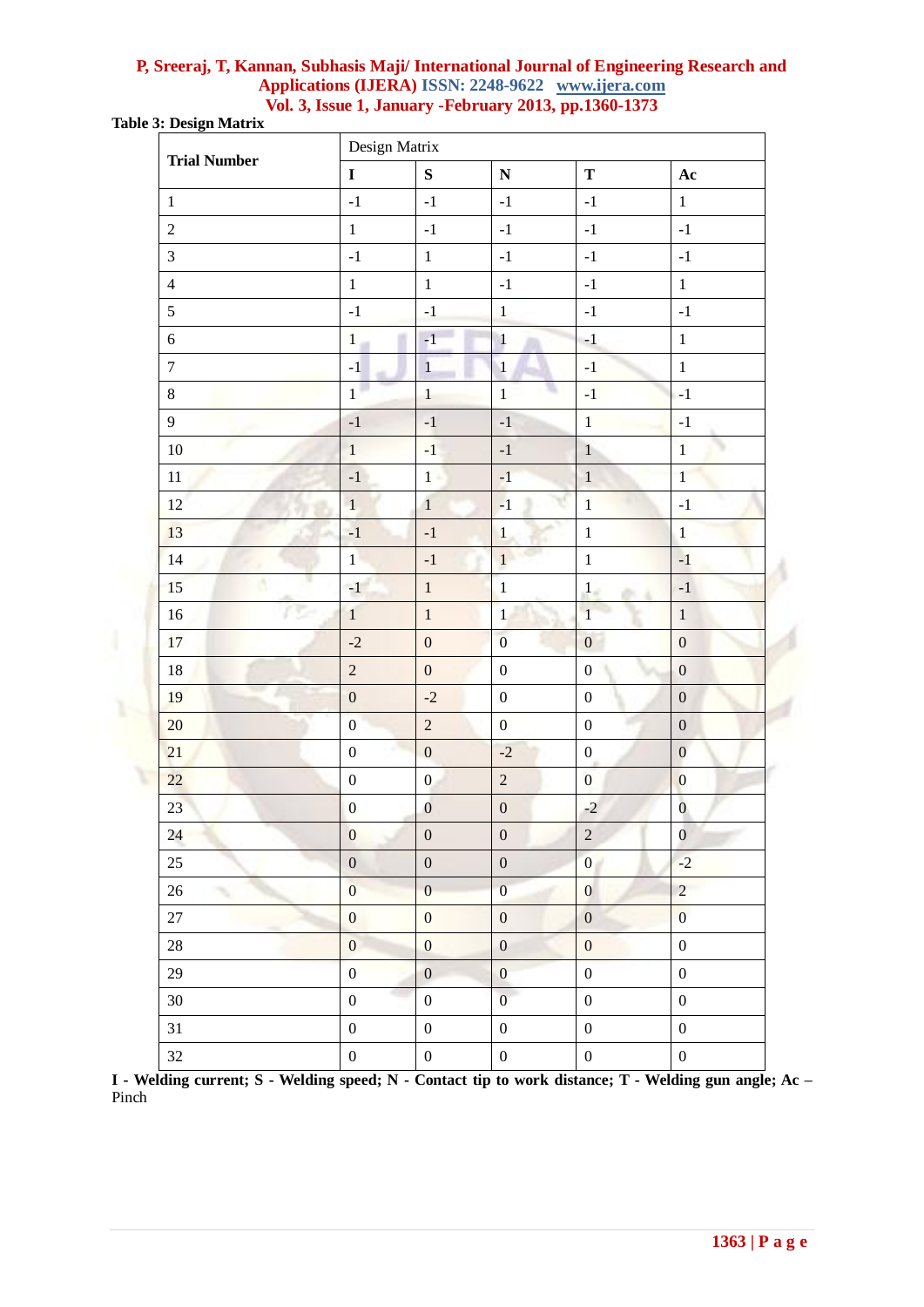**Table 3: Design Matrix**

| Trial Number | Design Matrix | | | | |
|---|---|---|---|---|---|
| | **I** | **S** | **N** | **T** | **Ac** |
| 1 | -1 | -1 | -1 | -1 | 1 |
| 2 | 1 | -1 | -1 | -1 | -1 |
| 3 | -1 | 1 | -1 | -1 | -1 |
| 4 | 1 | 1 | -1 | -1 | 1 |
| 5 | -1 | -1 | 1 | -1 | -1 |
| 6 | 1 | -1 | 1 | -1 | 1 |
| 7 | -1 | 1 | 1 | -1 | 1 |
| 8 | 1 | 1 | 1 | -1 | -1 |
| 9 | -1 | -1 | -1 | 1 | -1 |
| 10 | 1 | -1 | -1 | 1 | 1 |
| 11 | -1 | 1 | -1 | 1 | 1 |
| 12 | 1 | 1 | -1 | 1 | -1 |
| 13 | -1 | -1 | 1 | 1 | 1 |
| 14 | 1 | -1 | 1 | 1 | -1 |
| 15 | -1 | 1 | 1 | 1 | -1 |
| 16 | 1 | 1 | 1 | 1 | 1 |
| 17 | -2 | 0 | 0 | 0 | 0 |
| 18 | 2 | 0 | 0 | 0 | 0 |
| 19 | 0 | -2 | 0 | 0 | 0 |
| 20 | 0 | 2 | 0 | 0 | 0 |
| 21 | 0 | 0 | -2 | 0 | 0 |
| 22 | 0 | 0 | 2 | 0 | 0 |
| 23 | 0 | 0 | 0 | -2 | 0 |
| 24 | 0 | 0 | 0 | 2 | 0 |
| 25 | 0 | 0 | 0 | 0 | -2 |
| 26 | 0 | 0 | 0 | 0 | 2 |
| 27 | 0 | 0 | 0 | 0 | 0 |
| 28 | 0 | 0 | 0 | 0 | 0 |
| 29 | 0 | 0 | 0 | 0 | 0 |
| 30 | 0 | 0 | 0 | 0 | 0 |
| 31 | 0 | 0 | 0 | 0 | 0 |
| 32 | 0 | 0 | 0 | 0 | 0 |

**I - Welding current; S - Welding speed; N - Contact tip to work distance; T - Welding gun angle; Ac –** Pinch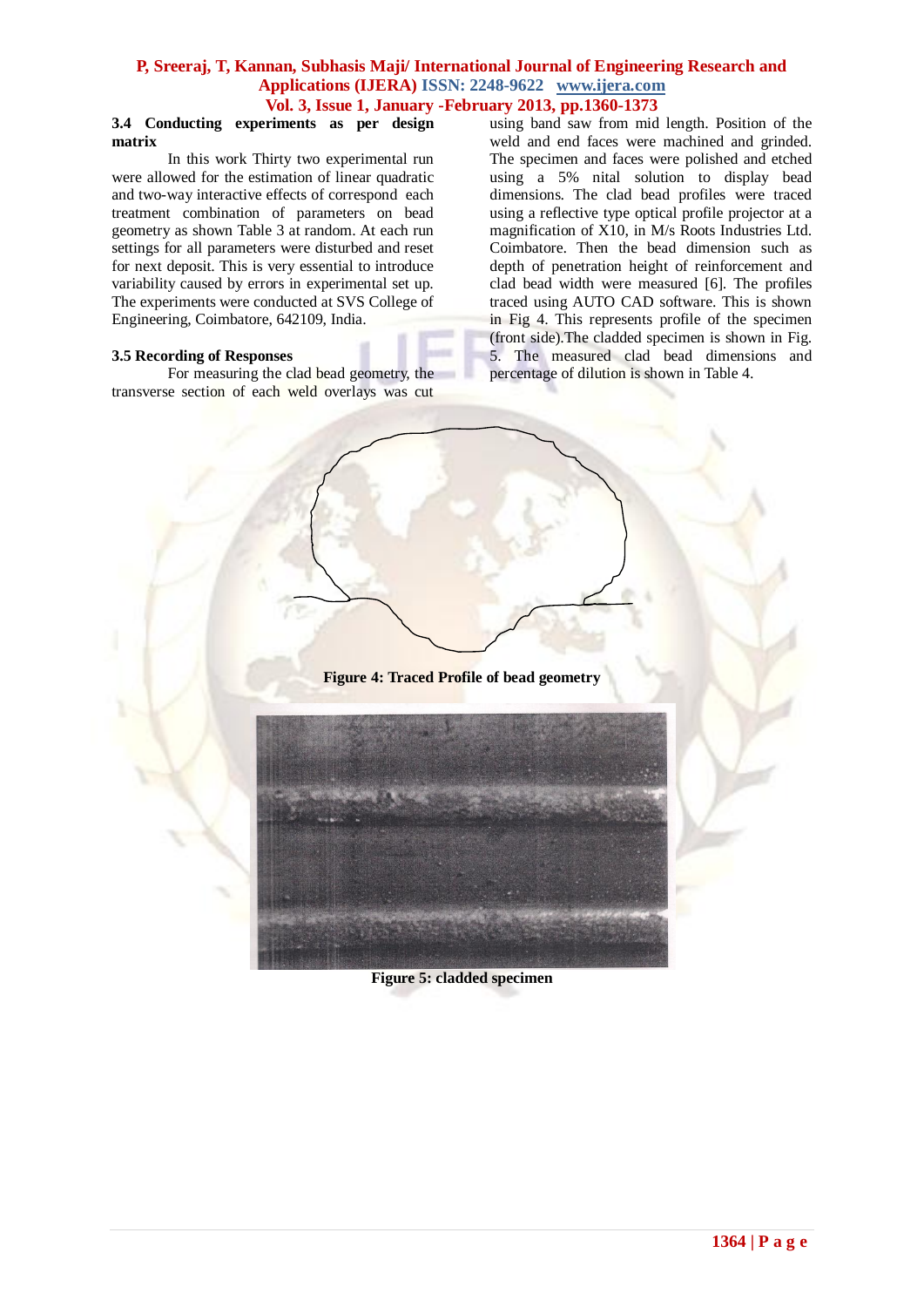### 3.4 Conducting experiments as per design matrix

In this work Thirty two experimental run were allowed for the estimation of linear quadratic and two-way interactive effects of correspond each treatment combination of parameters on bead geometry as shown Table 3 at random. At each run settings for all parameters were disturbed and reset for next deposit. This is very essential to introduce variability caused by errors in experimental set up. The experiments were conducted at SVS College of Engineering, Coimbatore, 642109, India.

### 3.5 Recording of Responses

For measuring the clad bead geometry, the transverse section of each weld overlays was cut using band saw from mid length. Position of the weld and end faces were machined and grinded. The specimen and faces were polished and etched using a 5% nital solution to display bead dimensions. The clad bead profiles were traced using a reflective type optical profile projector at a magnification of X10, in M/s Roots Industries Ltd. Coimbatore. Then the bead dimension such as depth of penetration height of reinforcement and clad bead width were measured [6]. The profiles traced using AUTO CAD software. This is shown in Fig 4. This represents profile of the specimen (front side).The cladded specimen is shown in Fig. 5. The measured clad bead dimensions and percentage of dilution is shown in Table 4.

**Figure 4: Traced Profile of bead geometry**

**Figure 5: cladded specimen**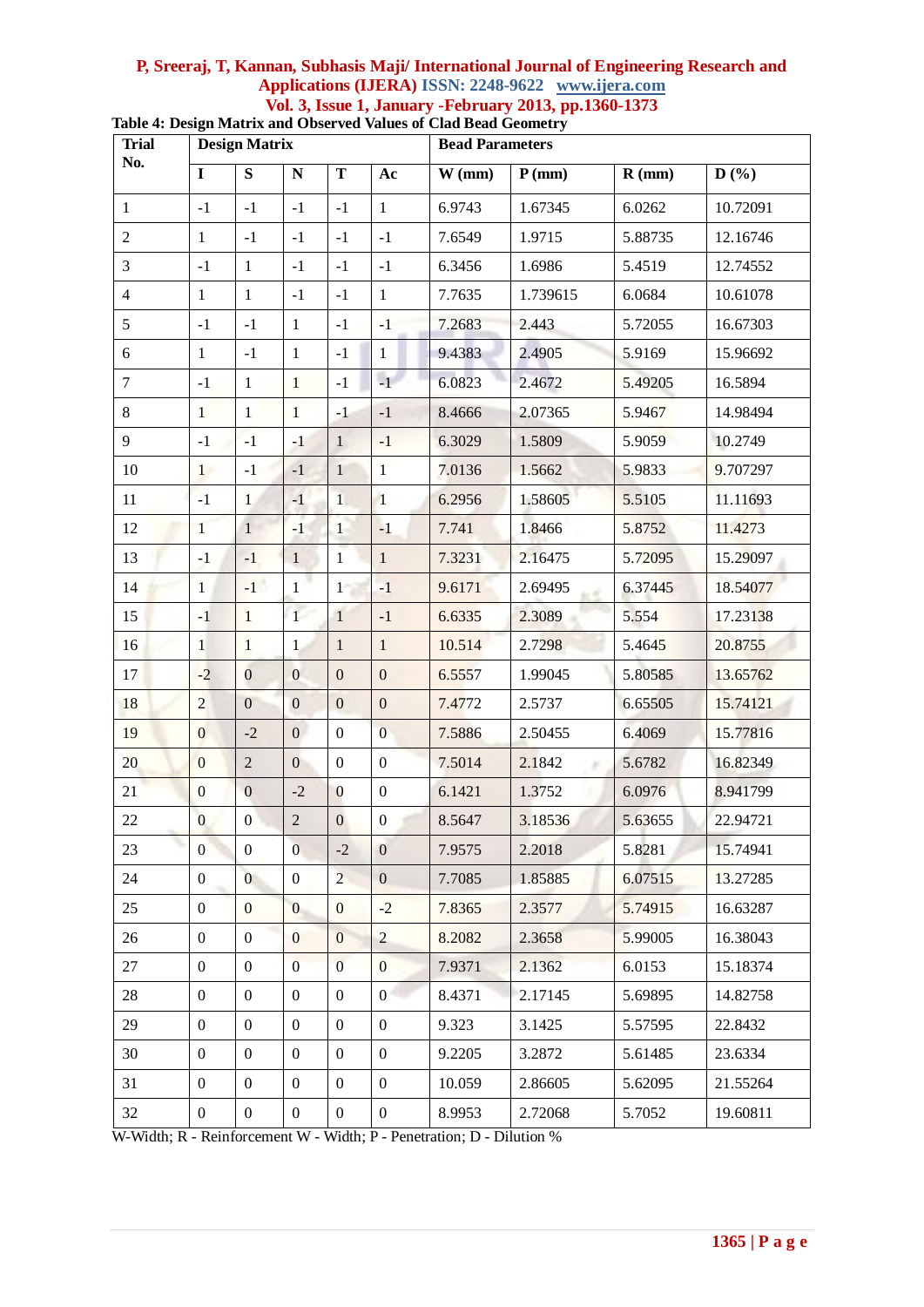**Table 4: Design Matrix and Observed Values of Clad Bead Geometry**

| Trial No. | Design Matrix | | | | | Bead Parameters | | | |
|---|---|---|---|---|---|---|---|---|---|
| | I | S | N | T | Ac | W (mm) | P (mm) | R (mm) | D (%) |
| 1 | -1 | -1 | -1 | -1 | 1 | 6.9743 | 1.67345 | 6.0262 | 10.72091 |
| 2 | 1 | -1 | -1 | -1 | -1 | 7.6549 | 1.9715 | 5.88735 | 12.16746 |
| 3 | -1 | 1 | -1 | -1 | -1 | 6.3456 | 1.6986 | 5.4519 | 12.74552 |
| 4 | 1 | 1 | -1 | -1 | 1 | 7.7635 | 1.739615 | 6.0684 | 10.61078 |
| 5 | -1 | -1 | 1 | -1 | -1 | 7.2683 | 2.443 | 5.72055 | 16.67303 |
| 6 | 1 | -1 | 1 | -1 | 1 | 9.4383 | 2.4905 | 5.9169 | 15.96692 |
| 7 | -1 | 1 | 1 | -1 | -1 | 6.0823 | 2.4672 | 5.49205 | 16.5894 |
| 8 | 1 | 1 | 1 | -1 | -1 | 8.4666 | 2.07365 | 5.9467 | 14.98494 |
| 9 | -1 | -1 | -1 | 1 | -1 | 6.3029 | 1.5809 | 5.9059 | 10.2749 |
| 10 | 1 | -1 | -1 | 1 | 1 | 7.0136 | 1.5662 | 5.9833 | 9.707297 |
| 11 | -1 | 1 | -1 | 1 | 1 | 6.2956 | 1.58605 | 5.5105 | 11.11693 |
| 12 | 1 | 1 | -1 | 1 | -1 | 7.741 | 1.8466 | 5.8752 | 11.4273 |
| 13 | -1 | -1 | 1 | 1 | 1 | 7.3231 | 2.16475 | 5.72095 | 15.29097 |
| 14 | 1 | -1 | 1 | 1 | -1 | 9.6171 | 2.69495 | 6.37445 | 18.54077 |
| 15 | -1 | 1 | 1 | 1 | -1 | 6.6335 | 2.3089 | 5.554 | 17.23138 |
| 16 | 1 | 1 | 1 | 1 | 1 | 10.514 | 2.7298 | 5.4645 | 20.8755 |
| 17 | -2 | 0 | 0 | 0 | 0 | 6.5557 | 1.99045 | 5.80585 | 13.65762 |
| 18 | 2 | 0 | 0 | 0 | 0 | 7.4772 | 2.5737 | 6.65505 | 15.74121 |
| 19 | 0 | -2 | 0 | 0 | 0 | 7.5886 | 2.50455 | 6.4069 | 15.77816 |
| 20 | 0 | 2 | 0 | 0 | 0 | 7.5014 | 2.1842 | 5.6782 | 16.82349 |
| 21 | 0 | 0 | -2 | 0 | 0 | 6.1421 | 1.3752 | 6.0976 | 8.941799 |
| 22 | 0 | 0 | 2 | 0 | 0 | 8.5647 | 3.18536 | 5.63655 | 22.94721 |
| 23 | 0 | 0 | 0 | -2 | 0 | 7.9575 | 2.2018 | 5.8281 | 15.74941 |
| 24 | 0 | 0 | 0 | 2 | 0 | 7.7085 | 1.85885 | 6.07515 | 13.27285 |
| 25 | 0 | 0 | 0 | 0 | -2 | 7.8365 | 2.3577 | 5.74915 | 16.63287 |
| 26 | 0 | 0 | 0 | 0 | 2 | 8.2082 | 2.3658 | 5.99005 | 16.38043 |
| 27 | 0 | 0 | 0 | 0 | 0 | 7.9371 | 2.1362 | 6.0153 | 15.18374 |
| 28 | 0 | 0 | 0 | 0 | 0 | 8.4371 | 2.17145 | 5.69895 | 14.82758 |
| 29 | 0 | 0 | 0 | 0 | 0 | 9.323 | 3.1425 | 5.57595 | 22.8432 |
| 30 | 0 | 0 | 0 | 0 | 0 | 9.2205 | 3.2872 | 5.61485 | 23.6334 |
| 31 | 0 | 0 | 0 | 0 | 0 | 10.059 | 2.86605 | 5.62095 | 21.55264 |
| 32 | 0 | 0 | 0 | 0 | 0 | 8.9953 | 2.72068 | 5.7052 | 19.60811 |

W-Width; R - Reinforcement W - Width; P - Penetration; D - Dilution %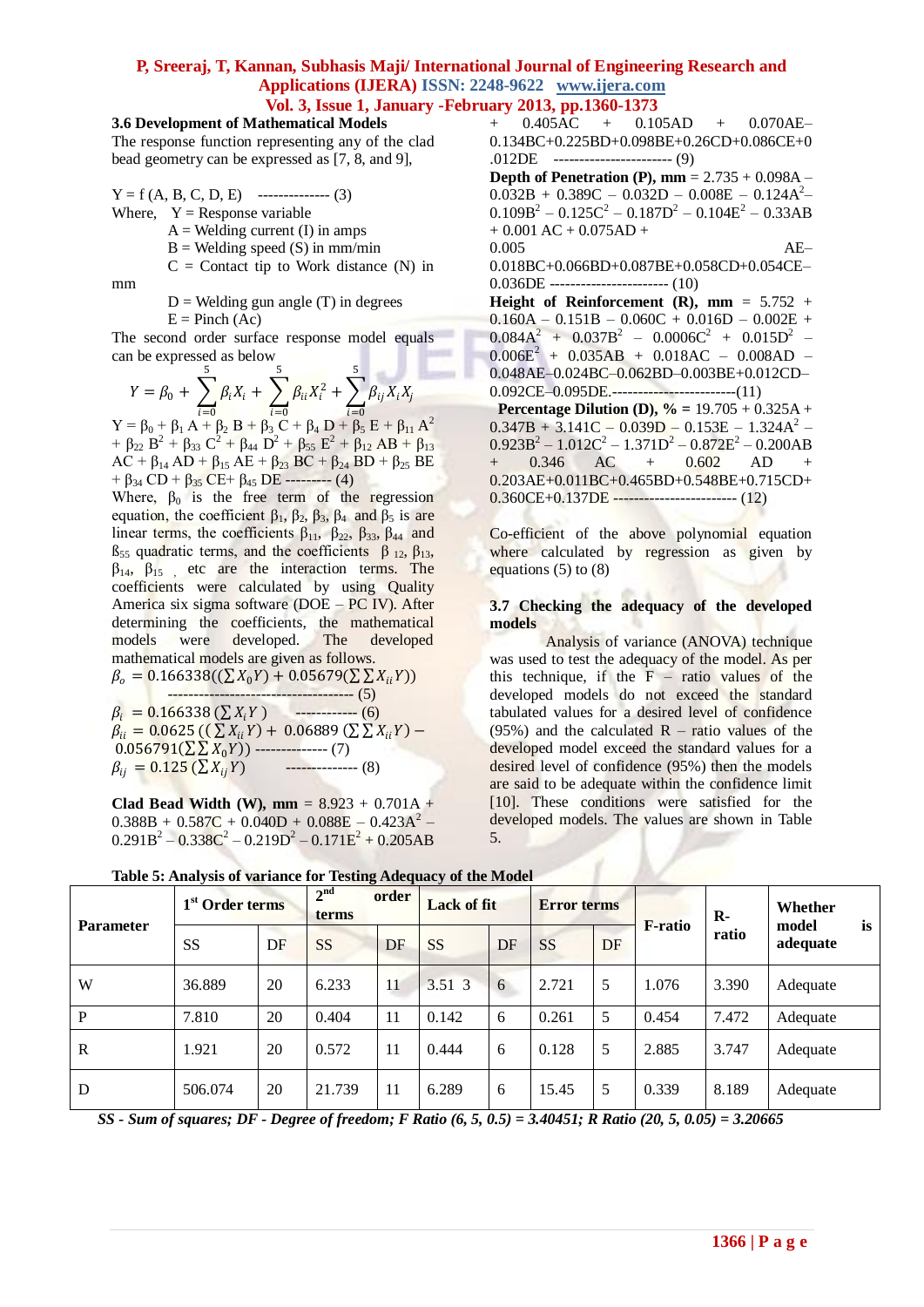### 3.6 Development of Mathematical Models

The response function representing any of the clad bead geometry can be expressed as [7, 8, and 9],

$$Y = f(A, B, C, D, E) \quad \text{-------------- (3)}$$

Where, Y = Response variable

A = Welding current (I) in amps

B = Welding speed (S) in mm/min

C = Contact tip to Work distance (N) in mm

D = Welding gun angle (T) in degrees

E = Pinch (Ac)

The second order surface response model equals can be expressed as below

$$Y = \beta_0 + \sum_{i=0}^{5} \beta_i X_i + \sum_{i=0}^{5} \beta_{ii} X_i^2 + \sum_{i=0}^{5} \beta_{ij} X_i X_j$$

$$Y = \beta_0 + \beta_1 A + \beta_2 B + \beta_3 C + \beta_4 D + \beta_5 E + \beta_{11} A^2 + \beta_{22} B^2 + \beta_{33} C^2 + \beta_{44} D^2 + \beta_{55} E^2 + \beta_{12} AB + \beta_{13} AC + \beta_{14} AD + \beta_{15} AE + \beta_{23} BC + \beta_{24} BD + \beta_{25} BE + \beta_{34} CD + \beta_{35} CE + \beta_{45} DE \quad \text{--------- (4)}$$

Where, $\beta_0$ is the free term of the regression equation, the coefficient $\beta_1$, $\beta_2$, $\beta_3$, $\beta_4$ and $\beta_5$ is are linear terms, the coefficients $\beta_{11}$, $\beta_{22}$, $\beta_{33}$, $\beta_{44}$ and $\beta_{55}$ quadratic terms, and the coefficients $\beta_{12}$, $\beta_{13}$, $\beta_{14}$, $\beta_{15}$, etc are the interaction terms. The coefficients were calculated by using Quality America six sigma software (DOE – PC IV). After determining the coefficients, the mathematical models were developed. The developed mathematical models are given as follows.

$$\beta_o = 0.166338((\sum X_0 Y) + 0.05679(\sum\sum X_{ii} Y)) \quad \text{------------------------------------ (5)}$$

$$\beta_i = 0.166338(\sum X_i Y) \quad \text{------------ (6)}$$

$$\beta_{ii} = 0.0625((\sum X_{ii} Y) + 0.06889(\sum\sum X_{ii} Y) - 0.056791(\sum\sum X_0 Y)) \quad \text{-------------- (7)}$$

$$\beta_{ij} = 0.125(\sum X_{ij} Y) \quad \text{-------------- (8)}$$

**Clad Bead Width (W), mm** = 8.923 + 0.701A + 0.388B + 0.587C + 0.040D + 0.088E – 0.423A$^2$ – 0.291B$^2$ – 0.338C$^2$ – 0.219D$^2$ – 0.171E$^2$ + 0.205AB + 0.405AC + 0.105AD + 0.070AE–0.134BC+0.225BD+0.098BE+0.26CD+0.086CE+0.012DE ---------------------- (9)

**Depth of Penetration (P), mm** = 2.735 + 0.098A – 0.032B + 0.389C – 0.032D – 0.008E – 0.124A$^2$– 0.109B$^2$ – 0.125C$^2$ – 0.187D$^2$ – 0.104E$^2$ – 0.33AB + 0.001 AC + 0.075AD + 0.005 AE–0.018BC+0.066BD+0.087BE+0.058CD+0.054CE–0.036DE ---------------------- (10)

**Height of Reinforcement (R), mm** = 5.752 + 0.160A – 0.151B – 0.060C + 0.016D – 0.002E + 0.084A$^2$ + 0.037B$^2$ – 0.0006C$^2$ + 0.015D$^2$ – 0.006E$^2$ + 0.035AB + 0.018AC – 0.008AD – 0.048AE–0.024BC–0.062BD–0.003BE+0.012CD–0.092CE–0.095DE.-----------------------(11)

**Percentage Dilution (D), %** = 19.705 + 0.325A + 0.347B + 3.141C – 0.039D – 0.153E – 1.324A$^2$ – 0.923B$^2$ – 1.012C$^2$ – 1.371D$^2$ – 0.872E$^2$ – 0.200AB + 0.346 AC + 0.602 AD + 0.203AE+0.011BC+0.465BD+0.548BE+0.715CD+0.360CE+0.137DE ----------------------- (12)

Co-efficient of the above polynomial equation where calculated by regression as given by equations (5) to (8)

### 3.7 Checking the adequacy of the developed models

Analysis of variance (ANOVA) technique was used to test the adequacy of the model. As per this technique, if the F – ratio values of the developed models do not exceed the standard tabulated values for a desired level of confidence (95%) and the calculated R – ratio values of the developed model exceed the standard values for a desired level of confidence (95%) then the models are said to be adequate within the confidence limit [10]. These conditions were satisfied for the developed models. The values are shown in Table 5.

**Table 5: Analysis of variance for Testing Adequacy of the Model**

| Parameter | 1st Order terms | | 2nd order terms | | Lack of fit | | Error terms | | F-ratio | R-ratio | Whether model is adequate |
|---|---|---|---|---|---|---|---|---|---|---|---|
| | SS | DF | SS | DF | SS | DF | SS | DF | | | |
| W | 36.889 | 20 | 6.233 | 11 | 3.51 3 | 6 | 2.721 | 5 | 1.076 | 3.390 | Adequate |
| P | 7.810 | 20 | 0.404 | 11 | 0.142 | 6 | 0.261 | 5 | 0.454 | 7.472 | Adequate |
| R | 1.921 | 20 | 0.572 | 11 | 0.444 | 6 | 0.128 | 5 | 2.885 | 3.747 | Adequate |
| D | 506.074 | 20 | 21.739 | 11 | 6.289 | 6 | 15.45 | 5 | 0.339 | 8.189 | Adequate |

*SS - Sum of squares; DF - Degree of freedom; F Ratio (6, 5, 0.5) = 3.40451; R Ratio (20, 5, 0.05) = 3.20665*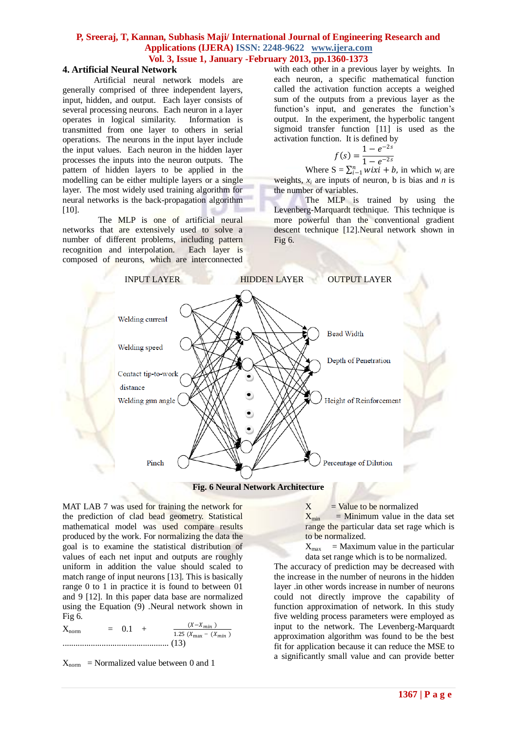## 4. Artificial Neural Network

Artificial neural network models are generally comprised of three independent layers, input, hidden, and output. Each layer consists of several processing neurons. Each neuron in a layer operates in logical similarity. Information is transmitted from one layer to others in serial operations. The neurons in the input layer include the input values. Each neuron in the hidden layer processes the inputs into the neuron outputs. The pattern of hidden layers to be applied in the modelling can be either multiple layers or a single layer. The most widely used training algorithm for neural networks is the back-propagation algorithm [10].

The MLP is one of artificial neural networks that are extensively used to solve a number of different problems, including pattern recognition and interpolation. Each layer is composed of neurons, which are interconnected with each other in a previous layer by weights. In each neuron, a specific mathematical function called the activation function accepts a weighed sum of the outputs from a previous layer as the function's input, and generates the function's output. In the experiment, the hyperbolic tangent sigmoid transfer function [11] is used as the activation function. It is defined by

$$f(s) = \frac{1 - e^{-2s}}{1 - e^{-2s}}$$

Where S = $\sum_{i-1}^{n} wixi + b$, in which $w_i$ are weights, $x_i$ are inputs of neuron, b is bias and $n$ is the number of variables.

The MLP is trained by using the Levenberg-Marquardt technique. This technique is more powerful than the conventional gradient descent technique [12].Neural network shown in Fig 6.

INPUT LAYER — HIDDEN LAYER — OUTPUT LAYER

Inputs: Welding current, Welding speed, Contact tip-to-work distance, Welding gun angle, Pinch

Outputs: Bead Width, Depth of Penetration, Height of Reinforcement, Percentage of Dilution

**Fig. 6 Neural Network Architecture**

MAT LAB 7 was used for training the network for the prediction of clad bead geometry. Statistical mathematical model was used compare results produced by the work. For normalizing the data the goal is to examine the statistical distribution of values of each net input and outputs are roughly uniform in addition the value should scaled to match range of input neurons [13]. This is basically range 0 to 1 in practice it is found to between 01 and 9 [12]. In this paper data base are normalized using the Equation (9) .Neural network shown in Fig 6.

$$X_{norm} = 0.1 + \frac{(X - X_{min})}{1.25\,(X_{max} - (X_{min})} \quad \text{.................................................. (13)}$$

$X_{norm}$ = Normalized value between 0 and 1

X = Value to be normalized

$X_{min}$ = Minimum value in the data set range the particular data set rage which is to be normalized.

$X_{max}$ = Maximum value in the particular data set range which is to be normalized.

The accuracy of prediction may be decreased with the increase in the number of neurons in the hidden layer .in other words increase in number of neurons could not directly improve the capability of function approximation of network. In this study five welding process parameters were employed as input to the network. The Levenberg-Marquardt approximation algorithm was found to be the best fit for application because it can reduce the MSE to a significantly small value and can provide better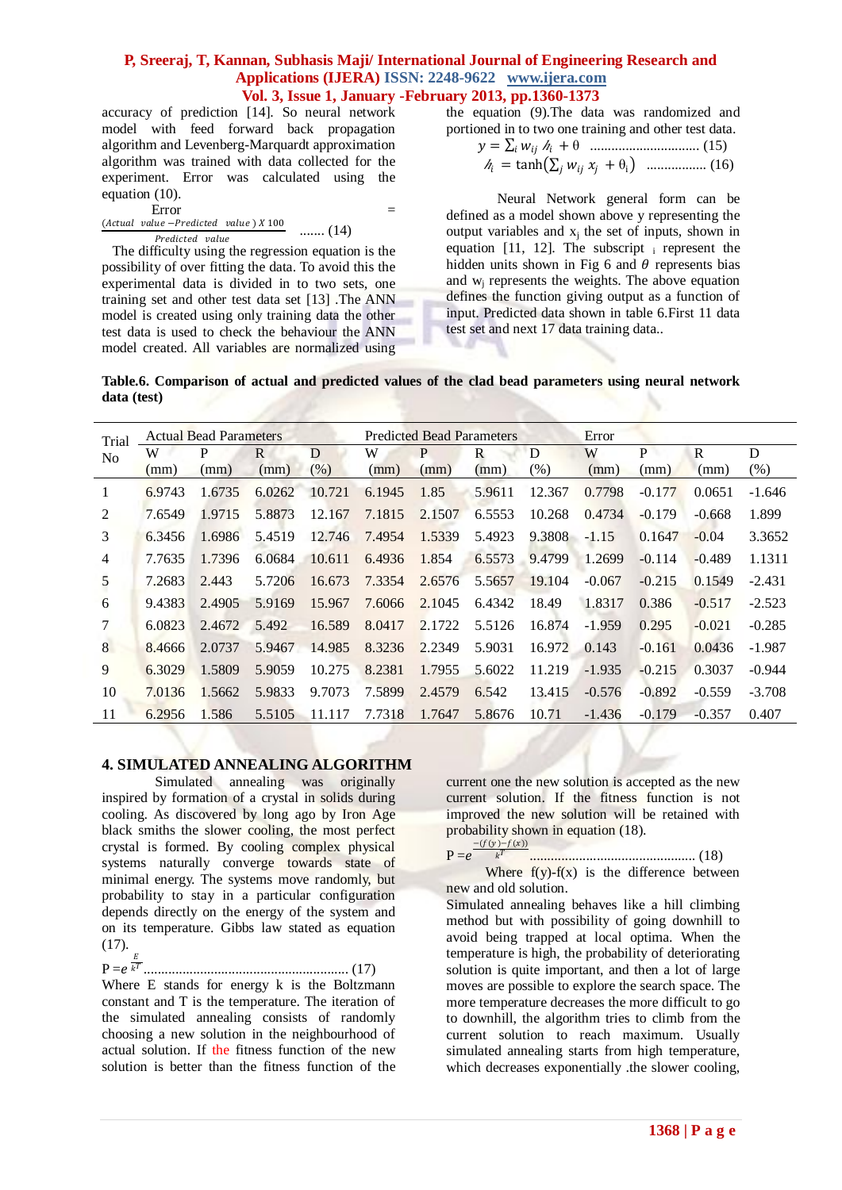accuracy of prediction [14]. So neural network model with feed forward back propagation algorithm and Levenberg-Marquardt approximation algorithm was trained with data collected for the experiment. Error was calculated using the equation (10).

$$\text{Error} = \frac{(Actual\ \ value - Predicted\ \ value\ )\ X\ 100}{Predicted\ \ value} \quad \text{....... (14)}$$

The difficulty using the regression equation is the possibility of over fitting the data. To avoid this the experimental data is divided in to two sets, one training set and other test data set [13] .The ANN model is created using only training data the other test data is used to check the behaviour the ANN model created. All variables are normalized using the equation (9).The data was randomized and portioned in to two one training and other test data.

$$y = \sum_i w_{ij}\ h_i + \theta \quad \text{.............................. (15)}$$

$$h_i = \tanh\left(\sum_j w_{ij}\ x_j + \theta_i\right) \quad \text{................ (16)}$$

Neural Network general form can be defined as a model shown above y representing the output variables and $x_j$ the set of inputs, shown in equation [11, 12]. The subscript $_i$ represent the hidden units shown in Fig 6 and $\theta$ represents bias and $w_j$ represents the weights. The above equation defines the function giving output as a function of input. Predicted data shown in table 6.First 11 data test set and next 17 data training data..

**Table.6. Comparison of actual and predicted values of the clad bead parameters using neural network data (test)**

| Trial No | Actual Bead Parameters | | | | Predicted Bead Parameters | | | | Error | | | |
|---|---|---|---|---|---|---|---|---|---|---|---|---|
| | W (mm) | P (mm) | R (mm) | D (%) | W (mm) | P (mm) | R (mm) | D (%) | W (mm) | P (mm) | R (mm) | D (%) |
| 1 | 6.9743 | 1.6735 | 6.0262 | 10.721 | 6.1945 | 1.85 | 5.9611 | 12.367 | 0.7798 | -0.177 | 0.0651 | -1.646 |
| 2 | 7.6549 | 1.9715 | 5.8873 | 12.167 | 7.1815 | 2.1507 | 6.5553 | 10.268 | 0.4734 | -0.179 | -0.668 | 1.899 |
| 3 | 6.3456 | 1.6986 | 5.4519 | 12.746 | 7.4954 | 1.5339 | 5.4923 | 9.3808 | -1.15 | 0.1647 | -0.04 | 3.3652 |
| 4 | 7.7635 | 1.7396 | 6.0684 | 10.611 | 6.4936 | 1.854 | 6.5573 | 9.4799 | 1.2699 | -0.114 | -0.489 | 1.1311 |
| 5 | 7.2683 | 2.443 | 5.7206 | 16.673 | 7.3354 | 2.6576 | 5.5657 | 19.104 | -0.067 | -0.215 | 0.1549 | -2.431 |
| 6 | 9.4383 | 2.4905 | 5.9169 | 15.967 | 7.6066 | 2.1045 | 6.4342 | 18.49 | 1.8317 | 0.386 | -0.517 | -2.523 |
| 7 | 6.0823 | 2.4672 | 5.492 | 16.589 | 8.0417 | 2.1722 | 5.5126 | 16.874 | -1.959 | 0.295 | -0.021 | -0.285 |
| 8 | 8.4666 | 2.0737 | 5.9467 | 14.985 | 8.3236 | 2.2349 | 5.9031 | 16.972 | 0.143 | -0.161 | 0.0436 | -1.987 |
| 9 | 6.3029 | 1.5809 | 5.9059 | 10.275 | 8.2381 | 1.7955 | 5.6022 | 11.219 | -1.935 | -0.215 | 0.3037 | -0.944 |
| 10 | 7.0136 | 1.5662 | 5.9833 | 9.7073 | 7.5899 | 2.4579 | 6.542 | 13.415 | -0.576 | -0.892 | -0.559 | -3.708 |
| 11 | 6.2956 | 1.586 | 5.5105 | 11.117 | 7.7318 | 1.7647 | 5.8676 | 10.71 | -1.436 | -0.179 | -0.357 | 0.407 |

## 4. SIMULATED ANNEALING ALGORITHM

Simulated annealing was originally inspired by formation of a crystal in solids during cooling. As discovered by long ago by Iron Age black smiths the slower cooling, the most perfect crystal is formed. By cooling complex physical systems naturally converge towards state of minimal energy. The systems move randomly, but probability to stay in a particular configuration depends directly on the energy of the system and on its temperature. Gibbs law stated as equation (17).

$$P = e^{\frac{E}{kT}} \quad \text{......................................................... (17)}$$

Where E stands for energy k is the Boltzmann constant and T is the temperature. The iteration of the simulated annealing consists of randomly choosing a new solution in the neighbourhood of actual solution. If the fitness function of the new solution is better than the fitness function of the current one the new solution is accepted as the new current solution. If the fitness function is not improved the new solution will be retained with probability shown in equation (18).

$$P = e^{\frac{-(f(y)-f(x))}{kT}} \quad \text{............................................... (18)}$$

Where f(y)-f(x) is the difference between new and old solution.

Simulated annealing behaves like a hill climbing method but with possibility of going downhill to avoid being trapped at local optima. When the temperature is high, the probability of deteriorating solution is quite important, and then a lot of large moves are possible to explore the search space. The more temperature decreases the more difficult to go to downhill, the algorithm tries to climb from the current solution to reach maximum. Usually simulated annealing starts from high temperature, which decreases exponentially .the slower cooling,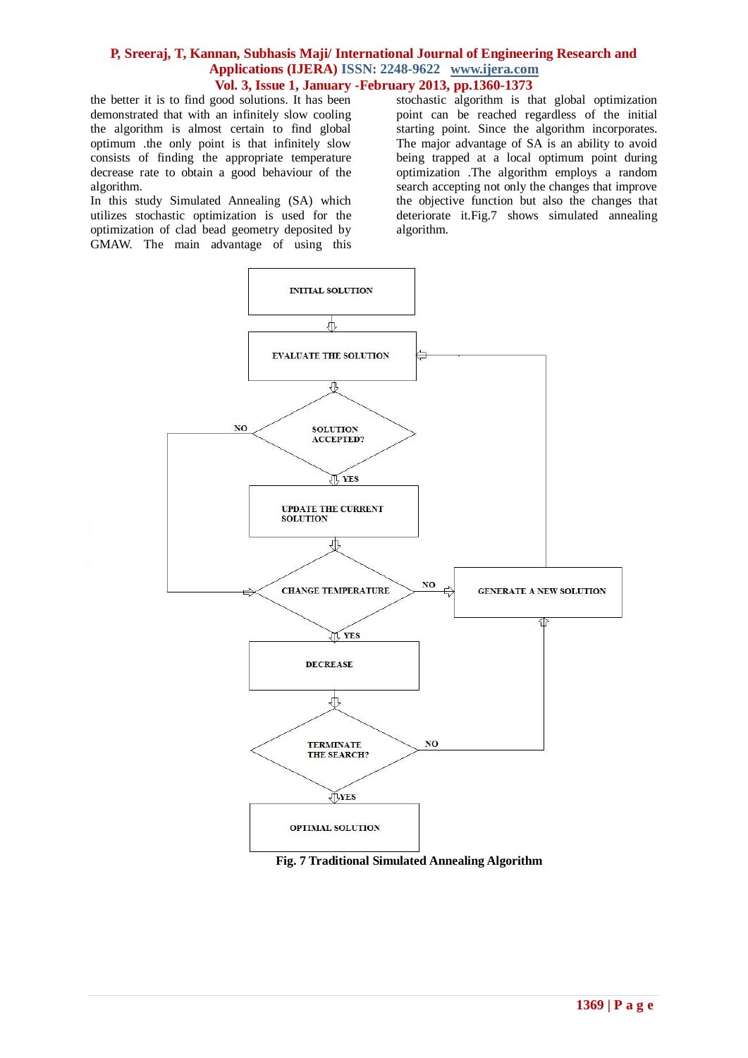the better it is to find good solutions. It has been demonstrated that with an infinitely slow cooling the algorithm is almost certain to find global optimum .the only point is that infinitely slow consists of finding the appropriate temperature decrease rate to obtain a good behaviour of the algorithm.

In this study Simulated Annealing (SA) which utilizes stochastic optimization is used for the optimization of clad bead geometry deposited by GMAW. The main advantage of using this stochastic algorithm is that global optimization point can be reached regardless of the initial starting point. Since the algorithm incorporates. The major advantage of SA is an ability to avoid being trapped at a local optimum point during optimization .The algorithm employs a random search accepting not only the changes that improve the objective function but also the changes that deteriorate it.Fig.7 shows simulated annealing algorithm.

INITIAL SOLUTION

EVALUATE THE SOLUTION

SOLUTION ACCEPTED?

NO

YES

UPDATE THE CURRENT SOLUTION

CHANGE TEMPERATURE

NO

GENERATE A NEW SOLUTION

YES

DECREASE

TERMINATE THE SEARCH?

NO

YES

OPTIMAL SOLUTION

**Fig. 7 Traditional Simulated Annealing Algorithm**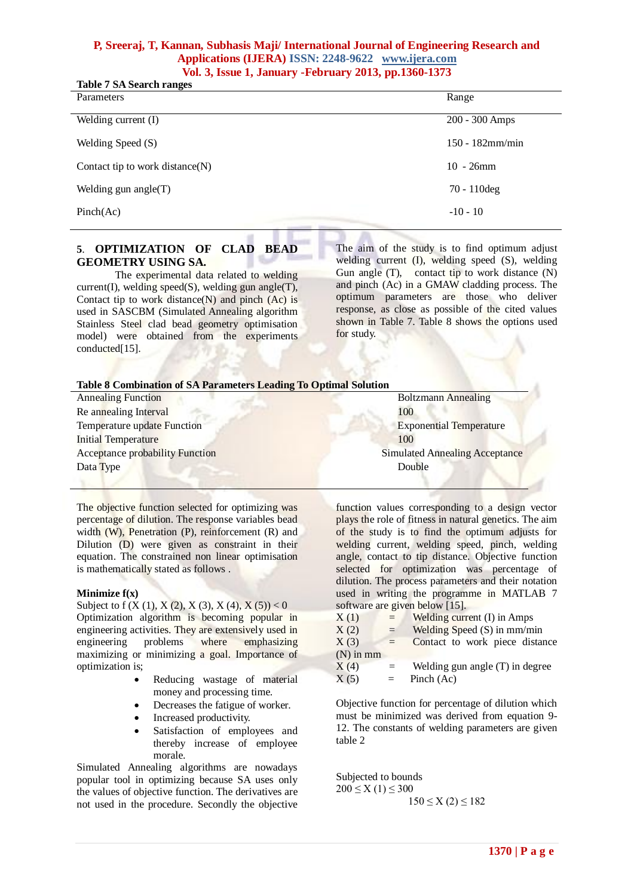**Table 7 SA Search ranges**

| Parameters | Range |
|---|---|
| Welding current (I) | 200 - 300 Amps |
| Welding Speed (S) | 150 - 182mm/min |
| Contact tip to work distance(N) | 10 - 26mm |
| Welding gun angle(T) | 70 - 110deg |
| Pinch(Ac) | -10 - 10 |

## 5. OPTIMIZATION OF CLAD BEAD GEOMETRY USING SA.

The experimental data related to welding current(I), welding speed(S), welding gun angle(T), Contact tip to work distance(N) and pinch (Ac) is used in SASCBM (Simulated Annealing algorithm Stainless Steel clad bead geometry optimisation model) were obtained from the experiments conducted[15].

The aim of the study is to find optimum adjust welding current (I), welding speed (S), welding Gun angle (T), contact tip to work distance (N) and pinch (Ac) in a GMAW cladding process. The optimum parameters are those who deliver response, as close as possible of the cited values shown in Table 7. Table 8 shows the options used for study.

**Table 8 Combination of SA Parameters Leading To Optimal Solution**

| | |
|---|---|
| Annealing Function | Boltzmann Annealing |
| Re annealing Interval | 100 |
| Temperature update Function | Exponential Temperature |
| Initial Temperature | 100 |
| Acceptance probability Function | Simulated Annealing Acceptance |
| Data Type | Double |

The objective function selected for optimizing was percentage of dilution. The response variables bead width (W), Penetration (P), reinforcement (R) and Dilution (D) were given as constraint in their equation. The constrained non linear optimisation is mathematically stated as follows .

**Minimize f(x)**

Subject to f (X (1), X (2), X (3), X (4), X (5)) < 0

Optimization algorithm is becoming popular in engineering activities. They are extensively used in engineering problems where emphasizing maximizing or minimizing a goal. Importance of optimization is;

- Reducing wastage of material money and processing time.
- Decreases the fatigue of worker.
- Increased productivity.
- Satisfaction of employees and thereby increase of employee morale.

Simulated Annealing algorithms are nowadays popular tool in optimizing because SA uses only the values of objective function. The derivatives are not used in the procedure. Secondly the objective function values corresponding to a design vector plays the role of fitness in natural genetics. The aim of the study is to find the optimum adjusts for welding current, welding speed, pinch, welding angle, contact to tip distance. Objective function selected for optimization was percentage of dilution. The process parameters and their notation used in writing the programme in MATLAB 7 software are given below [15].

X (1) = Welding current (I) in Amps
X (2) = Welding Speed (S) in mm/min
X (3) = Contact to work piece distance (N) in mm
X (4) = Welding gun angle (T) in degree
X (5) = Pinch (Ac)

Objective function for percentage of dilution which must be minimized was derived from equation 9-12. The constants of welding parameters are given table 2

Subjected to bounds

$200 \leq X(1) \leq 300$

$150 \leq X(2) \leq 182$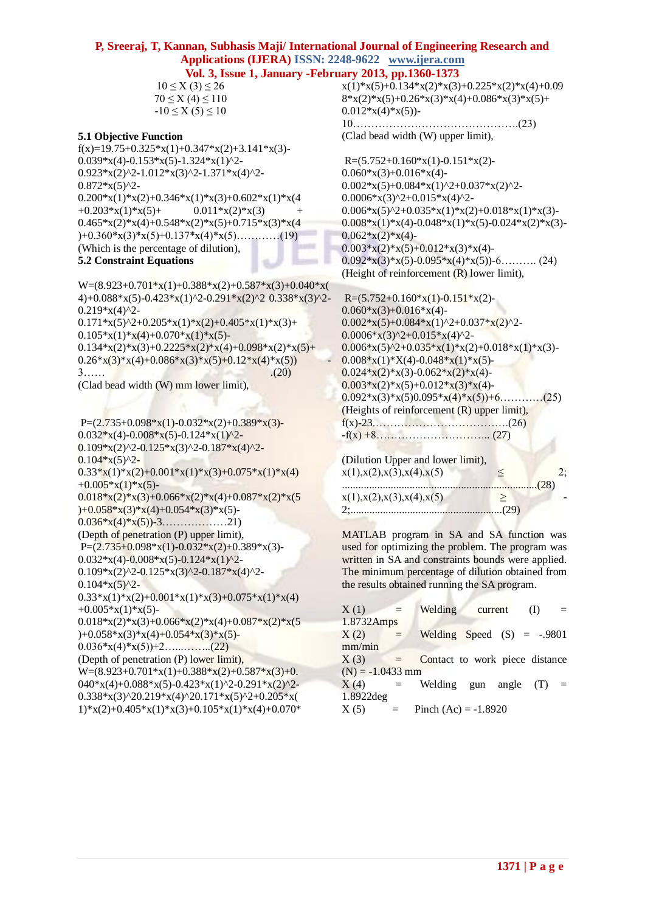$10 \leq X(3) \leq 26$
$70 \leq X(4) \leq 110$
$-10 \leq X(5) \leq 10$

### 5.1 Objective Function

f(x)=19.75+0.325*x(1)+0.347*x(2)+3.141*x(3)-0.039*x(4)-0.153*x(5)-1.324*x(1)^2-0.923*x(2)^2-1.012*x(3)^2-1.371*x(4)^2-0.872*x(5)^2-0.200*x(1)*x(2)+0.346*x(1)*x(3)+0.602*x(1)*x(4)+0.203*x(1)*x(5)+ 0.011*x(2)*x(3) + 0.465*x(2)*x(4)+0.548*x(2)*x(5)+0.715*x(3)*x(4)+0.360*x(3)*x(5)+0.137*x(4)*x(5)…………(19)

(Which is the percentage of dilution),

### 5.2 Constraint Equations

W=(8.923+0.701*x(1)+0.388*x(2)+0.587*x(3)+0.040*x(4)+0.088*x(5)-0.423*x(1)^2-0.291*x(2)^2 0.338*x(3)^2-0.219*x(4)^2-0.171*x(5)^2+0.205*x(1)*x(2)+0.405*x(1)*x(3)+0.105*x(1)*x(4)+0.070*x(1)*x(5)-0.134*x(2)*x(3)+0.2225*x(2)*x(4)+0.098*x(2)*x(5)+0.26*x(3)*x(4)+0.086*x(3)*x(5)+0.12*x(4)*x(5)) -3…… .(20)

(Clad bead width (W) mm lower limit),

P=(2.735+0.098*x(1)-0.032*x(2)+0.389*x(3)-0.032*x(4)-0.008*x(5)-0.124*x(1)^2-0.109*x(2)^2-0.125*x(3)^2-0.187*x(4)^2-0.104*x(5)^2-0.33*x(1)*x(2)+0.001*x(1)*x(3)+0.075*x(1)*x(4)+0.005*x(1)*x(5)-0.018*x(2)*x(3)+0.066*x(2)*x(4)+0.087*x(2)*x(5)+0.058*x(3)*x(4)+0.054*x(3)*x(5)-0.036*x(4)*x(5))-3………………21)

(Depth of penetration (P) upper limit),

P=(2.735+0.098*x(1)-0.032*x(2)+0.389*x(3)-0.032*x(4)-0.008*x(5)-0.124*x(1)^2-0.109*x(2)^2-0.125*x(3)^2-0.187*x(4)^2-0.104*x(5)^2-0.33*x(1)*x(2)+0.001*x(1)*x(3)+0.075*x(1)*x(4)+0.005*x(1)*x(5)-0.018*x(2)*x(3)+0.066*x(2)*x(4)+0.087*x(2)*x(5)+0.058*x(3)*x(4)+0.054*x(3)*x(5)-0.036*x(4)*x(5))+2…....……..(22)

(Depth of penetration (P) lower limit),

W=(8.923+0.701*x(1)+0.388*x(2)+0.587*x(3)+0.040*x(4)+0.088*x(5)-0.423*x(1)^2-0.291*x(2)^2-0.338*x(3)^20.219*x(4)^20.171*x(5)^2+0.205*x(1)*x(2)+0.405*x(1)*x(3)+0.105*x(1)*x(4)+0.070*x(1)*x(5)+0.134*x(2)*x(3)+0.225*x(2)*x(4)+0.098*x(2)*x(5)+0.26*x(3)*x(4)+0.086*x(3)*x(5)+0.012*x(4)*x(5))-10……………………………………….(23)

(Clad bead width (W) upper limit),

R=(5.752+0.160*x(1)-0.151*x(2)-0.060*x(3)+0.016*x(4)-0.002*x(5)+0.084*x(1)^2+0.037*x(2)^2-0.0006*x(3)^2+0.015*x(4)^2-0.006*x(5)^2+0.035*x(1)*x(2)+0.018*x(1)*x(3)-0.008*x(1)*x(4)-0.048*x(1)*x(5)-0.024*x(2)*x(3)-0.062*x(2)*x(4)-0.003*x(2)*x(5)+0.012*x(3)*x(4)-0.092*x(3)*x(5)-0.095*x(4)*x(5))-6………. (24)

(Height of reinforcement (R) lower limit),

R=(5.752+0.160*x(1)-0.151*x(2)-0.060*x(3)+0.016*x(4)-0.002*x(5)+0.084*x(1)^2+0.037*x(2)^2-0.0006*x(3)^2+0.015*x(4)^2-0.006*x(5)^2+0.035*x(1)*x(2)+0.018*x(1)*x(3)-0.008*x(1)*X(4)-0.048*x(1)*x(5)-0.024*x(2)*x(3)-0.062*x(2)*x(4)-0.003*x(2)*x(5)+0.012*x(3)*x(4)-0.092*x(3)*x(5)0.095*x(4)*x(5))+6…………(25)

(Heights of reinforcement (R) upper limit),

f(x)-23……………………………….(26)

-f(x) +8………………………….. (27)

(Dilution Upper and lower limit),

x(1),x(2),x(3),x(4),x(5) ≤ 2;
......................................................................(28)

x(1),x(2),x(3),x(4),x(5) ≥ -2;......................................................(29)

MATLAB program in SA and SA function was used for optimizing the problem. The program was written in SA and constraints bounds were applied. The minimum percentage of dilution obtained from the results obtained running the SA program.

X (1) = Welding current (I) = 1.8732Amps

X (2) = Welding Speed (S) = -.9801 mm/min

X (3) = Contact to work piece distance (N) = -1.0433 mm

X (4) = Welding gun angle (T) = 1.8922deg

X (5) = Pinch (Ac) = -1.8920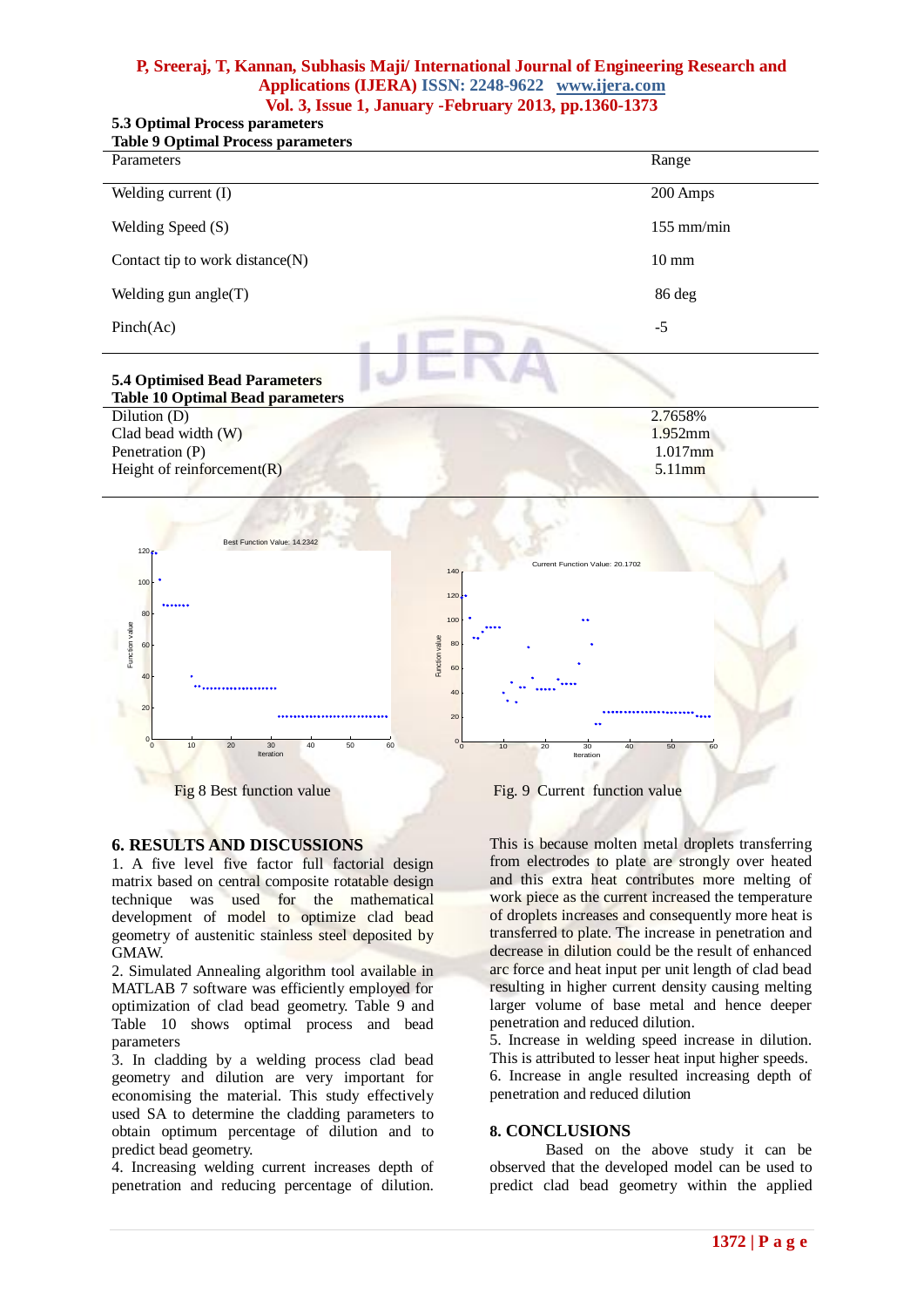### 5.3 Optimal Process parameters

**Table 9 Optimal Process parameters**

| Parameters | Range |
|---|---|
| Welding current (I) | 200 Amps |
| Welding Speed (S) | 155 mm/min |
| Contact tip to work distance(N) | 10 mm |
| Welding gun angle(T) | 86 deg |
| Pinch(Ac) | -5 |

### 5.4 Optimised Bead Parameters

**Table 10 Optimal Bead parameters**

| | |
|---|---|
| Dilution (D) | 2.7658% |
| Clad bead width (W) | 1.952mm |
| Penetration (P) | 1.017mm |
| Height of reinforcement(R) | 5.11mm |

Fig 8 Best function value

Fig. 9 Current function value

## 6. RESULTS AND DISCUSSIONS

1. A five level five factor full factorial design matrix based on central composite rotatable design technique was used for the mathematical development of model to optimize clad bead geometry of austenitic stainless steel deposited by GMAW.
2. Simulated Annealing algorithm tool available in MATLAB 7 software was efficiently employed for optimization of clad bead geometry. Table 9 and Table 10 shows optimal process and bead parameters
3. In cladding by a welding process clad bead geometry and dilution are very important for economising the material. This study effectively used SA to determine the cladding parameters to obtain optimum percentage of dilution and to predict bead geometry.
4. Increasing welding current increases depth of penetration and reducing percentage of dilution. This is because molten metal droplets transferring from electrodes to plate are strongly over heated and this extra heat contributes more melting of work piece as the current increased the temperature of droplets increases and consequently more heat is transferred to plate. The increase in penetration and decrease in dilution could be the result of enhanced arc force and heat input per unit length of clad bead resulting in higher current density causing melting larger volume of base metal and hence deeper penetration and reduced dilution.
5. Increase in welding speed increase in dilution. This is attributed to lesser heat input higher speeds.
6. Increase in angle resulted increasing depth of penetration and reduced dilution

## 8. CONCLUSIONS

Based on the above study it can be observed that the developed model can be used to predict clad bead geometry within the applied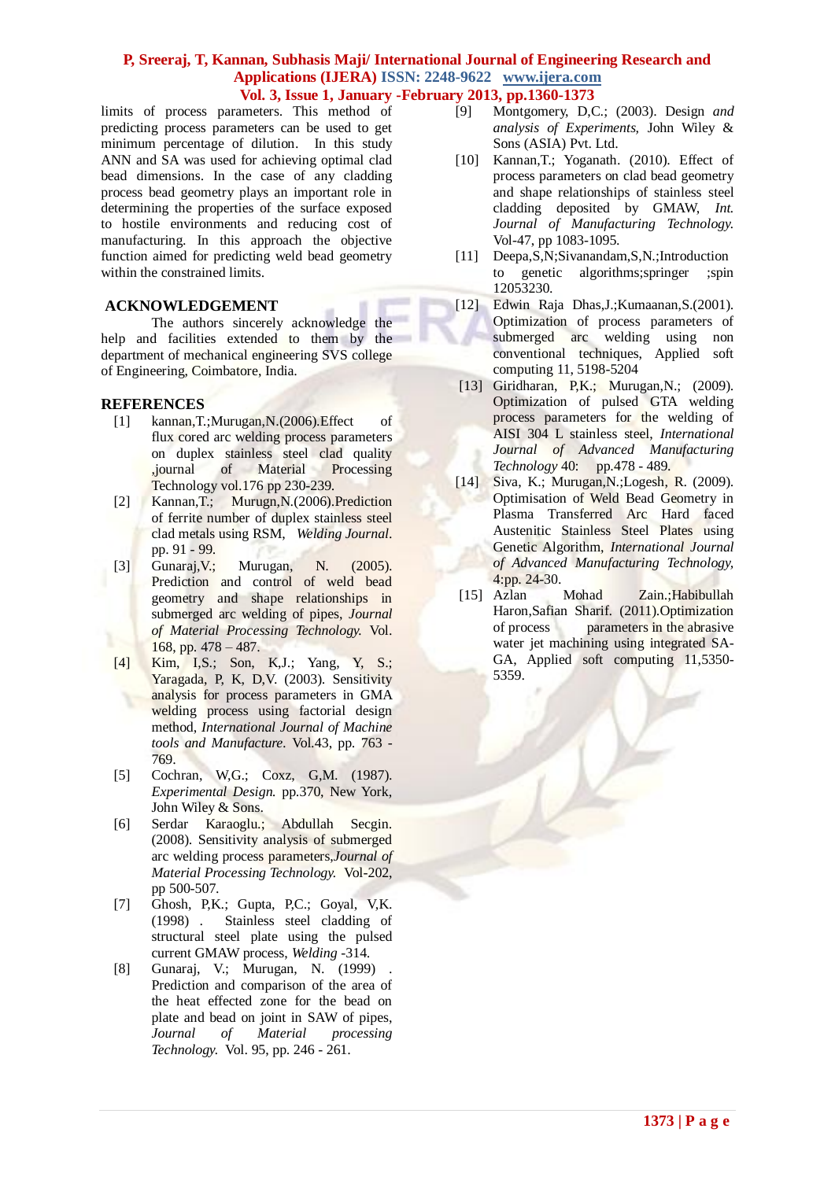limits of process parameters. This method of predicting process parameters can be used to get minimum percentage of dilution. In this study ANN and SA was used for achieving optimal clad bead dimensions. In the case of any cladding process bead geometry plays an important role in determining the properties of the surface exposed to hostile environments and reducing cost of manufacturing. In this approach the objective function aimed for predicting weld bead geometry within the constrained limits.

## ACKNOWLEDGEMENT

The authors sincerely acknowledge the help and facilities extended to them by the department of mechanical engineering SVS college of Engineering, Coimbatore, India.

## REFERENCES

[1] kannan,T.;Murugan,N.(2006).Effect of flux cored arc welding process parameters on duplex stainless steel clad quality ,journal of Material Processing Technology vol.176 pp 230-239.

[2] Kannan,T.; Murugn,N.(2006).Prediction of ferrite number of duplex stainless steel clad metals using RSM, *Welding Journal*. pp. 91 - 99.

[3] Gunaraj,V.; Murugan, N. (2005). Prediction and control of weld bead geometry and shape relationships in submerged arc welding of pipes, *Journal of Material Processing Technology.* Vol. 168, pp. 478 – 487.

[4] Kim, I,S.; Son, K,J.; Yang, Y, S.; Yaragada, P, K, D,V. (2003). Sensitivity analysis for process parameters in GMA welding process using factorial design method, *International Journal of Machine tools and Manufacture*. Vol.43, pp. 763 - 769.

[5] Cochran, W,G.; Coxz, G,M. (1987). *Experimental Design.* pp.370, New York, John Wiley & Sons.

[6] Serdar Karaoglu.; Abdullah Secgin. (2008). Sensitivity analysis of submerged arc welding process parameters,*Journal of Material Processing Technology.* Vol-202, pp 500-507.

[7] Ghosh, P,K.; Gupta, P,C.; Goyal, V,K. (1998) . Stainless steel cladding of structural steel plate using the pulsed current GMAW process, *Welding* -314.

[8] Gunaraj, V.; Murugan, N. (1999) . Prediction and comparison of the area of the heat effected zone for the bead on plate and bead on joint in SAW of pipes, *Journal of Material processing Technology.* Vol. 95, pp. 246 - 261.

[9] Montgomery, D,C.; (2003). Design *and analysis of Experiments*, John Wiley & Sons (ASIA) Pvt. Ltd.

[10] Kannan,T.; Yoganath. (2010). Effect of process parameters on clad bead geometry and shape relationships of stainless steel cladding deposited by GMAW, *Int. Journal of Manufacturing Technology.* Vol-47, pp 1083-1095.

[11] Deepa,S,N;Sivanandam,S,N.;Introduction to genetic algorithms;springer ;spin 12053230.

[12] Edwin Raja Dhas,J.;Kumaanan,S.(2001). Optimization of process parameters of submerged arc welding using non conventional techniques, Applied soft computing 11, 5198-5204

[13] Giridharan, P,K.; Murugan,N.; (2009). Optimization of pulsed GTA welding process parameters for the welding of AISI 304 L stainless steel, *International Journal of Advanced Manufacturing Technology* 40: pp.478 - 489.

[14] Siva, K.; Murugan,N.;Logesh, R. (2009). Optimisation of Weld Bead Geometry in Plasma Transferred Arc Hard faced Austenitic Stainless Steel Plates using Genetic Algorithm, *International Journal of Advanced Manufacturing Technology,* 4:pp. 24-30.

[15] Azlan Mohad Zain.;Habibullah Haron,Safian Sharif. (2011).Optimization of process parameters in the abrasive water jet machining using integrated SA-GA, Applied soft computing 11,5350-5359.